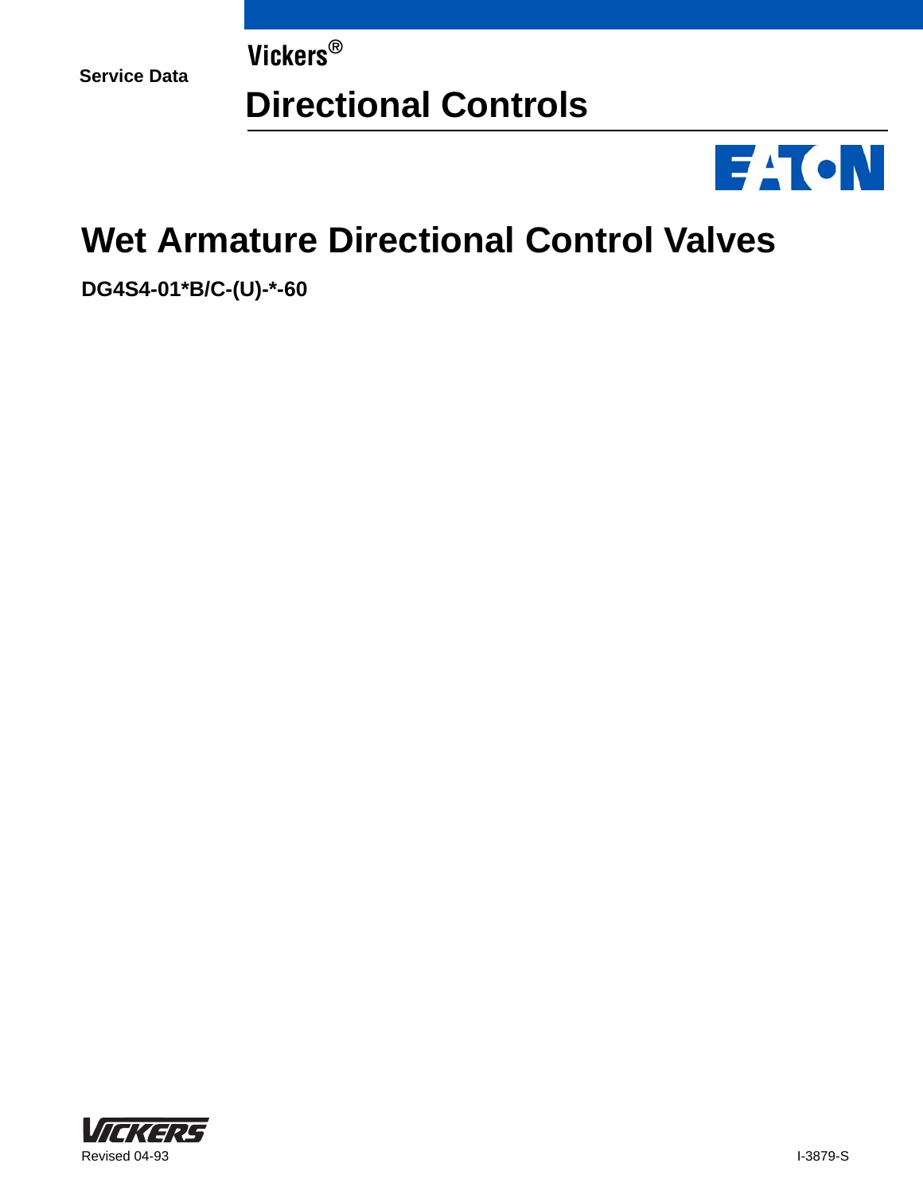Service Data

Vickers®

# Directional Controls

# Wet Armature Directional Control Valves

**DG4S4-01*B/C-(U)-*-60**

Revised 04-93

I-3879-S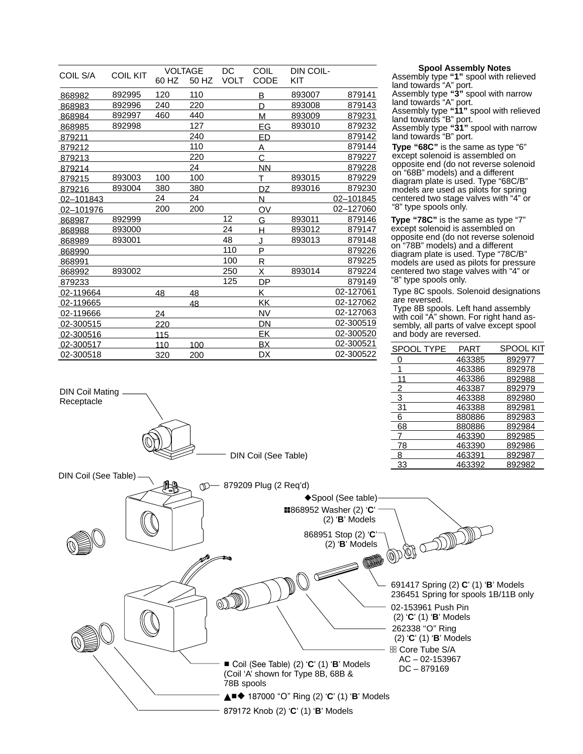| COIL S/A | COIL KIT | VOLTAGE | | DC VOLT | COIL CODE | DIN COIL-KIT | |
|---|---|---|---|---|---|---|---|
| | | 60 HZ | 50 HZ | | | | |
| 868982 | 892995 | 120 | 110 | | B | 893007 | 879141 |
| 868983 | 892996 | 240 | 220 | | D | 893008 | 879143 |
| 868984 | 892997 | 460 | 440 | | M | 893009 | 879231 |
| 868985 | 892998 | | 127 | | EG | 893010 | 879232 |
| 879211 | | | 240 | | ED | | 879142 |
| 879212 | | | 110 | | A | | 879144 |
| 879213 | | | 220 | | C | | 879227 |
| 879214 | | | 24 | | NN | | 879228 |
| 879215 | 893003 | 100 | 100 | | T | 893015 | 879229 |
| 879216 | 893004 | 380 | 380 | | DZ | 893016 | 879230 |
| 02–101843 | | 24 | 24 | | N | | 02–101845 |
| 02–101976 | | 200 | 200 | | OV | | 02–127060 |
| 868987 | 892999 | | | 12 | G | 893011 | 879146 |
| 868988 | 893000 | | | 24 | H | 893012 | 879147 |
| 868989 | 893001 | | | 48 | J | 893013 | 879148 |
| 868990 | | | | 110 | P | | 879226 |
| 868991 | | | | 100 | R | | 879225 |
| 868992 | 893002 | | | 250 | X | 893014 | 879224 |
| 879233 | | | | 125 | DP | | 879149 |
| 02-119664 | | 48 | 48 | | K | | 02-127061 |
| 02-119665 | | | 48 | | KK | | 02-127062 |
| 02-119666 | | 24 | | | NV | | 02-127063 |
| 02-300515 | | 220 | | | DN | | 02-300519 |
| 02-300516 | | 115 | | | EK | | 02-300520 |
| 02-300517 | | 110 | 100 | | BX | | 02-300521 |
| 02-300518 | | 320 | 200 | | DX | | 02-300522 |

### Spool Assembly Notes

Assembly type **"1"** spool with relieved land towards "A" port.
Assembly type **"3"** spool with narrow land towards "A" port.
Assembly type **"11"** spool with relieved land towards "B" port.
Assembly type **"31"** spool with narrow land towards "B" port.

**Type "68C"** is the same as type "6" except solenoid is assembled on opposite end (do not reverse solenoid on "68B" models) and a different diagram plate is used. Type "68C/B" models are used as pilots for spring centered two stage valves with "4" or "8" type spools only.

**Type "78C"** is the same as type "7" except solenoid is assembled on opposite end (do not reverse solenoid on "78B" models) and a different diagram plate is used. Type "78C/B" models are used as pilots for pressure centered two stage valves with "4" or "8" type spools only.

Type 8C spools. Solenoid designations are reversed.
Type 8B spools. Left hand assembly with coil "A" shown. For right hand assembly, all parts of valve except spool and body are reversed.

| SPOOL TYPE | PART | SPOOL KIT |
|---|---|---|
| 0 | 463385 | 892977 |
| 1 | 463386 | 892978 |
| 11 | 463386 | 892988 |
| 2 | 463387 | 892979 |
| 3 | 463388 | 892980 |
| 31 | 463388 | 892981 |
| 6 | 880886 | 892983 |
| 68 | 880886 | 892984 |
| 7 | 463390 | 892985 |
| 78 | 463390 | 892986 |
| 8 | 463391 | 892987 |
| 33 | 463392 | 892982 |

DIN Coil Mating Receptacle

DIN Coil (See Table)

DIN Coil (See Table)

879209 Plug (2 Req'd)

◆Spool (See table)

868952 Washer (2) '**C**' (2) '**B**' Models

868951 Stop (2) '**C**' (2) '**B**' Models

691417 Spring (2) **C**' (1) '**B**' Models
236451 Spring for spools 1B/11B only

02-153961 Push Pin (2) '**C**' (1) '**B**' Models

262338 "O" Ring (2) '**C**' (1) '**B**' Models

Core Tube S/A
AC – 02-153967
DC – 879169

■ Coil (See Table) (2) '**C**' (1) '**B**' Models (Coil 'A' shown for Type 8B, 68B & 78B spools

▲■◆ 187000 "O" Ring (2) '**C**' (1) '**B**' Models

879172 Knob (2) '**C**' (1) '**B**' Models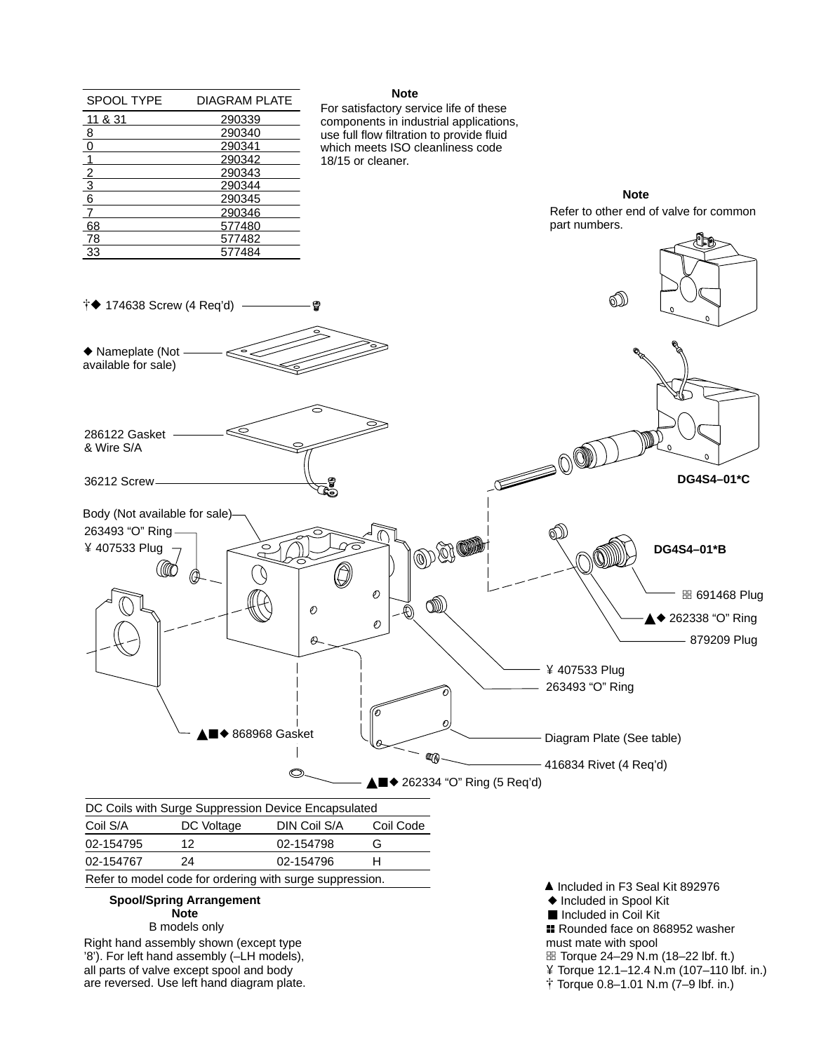| SPOOL TYPE | DIAGRAM PLATE |
|---|---|
| 11 & 31 | 290339 |
| 8 | 290340 |
| 0 | 290341 |
| 1 | 290342 |
| 2 | 290343 |
| 3 | 290344 |
| 6 | 290345 |
| 7 | 290346 |
| 68 | 577480 |
| 78 | 577482 |
| 33 | 577484 |

**Note**

For satisfactory service life of these components in industrial applications, use full flow filtration to provide fluid which meets ISO cleanliness code 18/15 or cleaner.

**Note**

Refer to other end of valve for common part numbers.

†◆ 174638 Screw (4 Req'd)

◆ Nameplate (Not available for sale)

286122 Gasket & Wire S/A

36212 Screw

Body (Not available for sale)

263493 "O" Ring

¥ 407533 Plug

**DG4S4–01*C**

**DG4S4–01*B**

⊞ 691468 Plug

▲◆ 262338 "O" Ring

879209 Plug

¥ 407533 Plug

263493 "O" Ring

▲■◆ 868968 Gasket

Diagram Plate (See table)

416834 Rivet (4 Req'd)

▲■◆ 262334 "O" Ring (5 Req'd)

| DC Coils with Surge Suppression Device Encapsulated | | | |
|---|---|---|---|
| Coil S/A | DC Voltage | DIN Coil S/A | Coil Code |
| 02-154795 | 12 | 02-154798 | G |
| 02-154767 | 24 | 02-154796 | H |

Refer to model code for ordering with surge suppression.

**Spool/Spring Arrangement**
**Note**
B models only

Right hand assembly shown (except type '8'). For left hand assembly (–LH models), all parts of valve except spool and body are reversed. Use left hand diagram plate.

▲ Included in F3 Seal Kit 892976
◆ Included in Spool Kit
■ Included in Coil Kit
∷ Rounded face on 868952 washer must mate with spool
⊞ Torque 24–29 N.m (18–22 lbf. ft.)
¥ Torque 12.1–12.4 N.m (107–110 lbf. in.)
† Torque 0.8–1.01 N.m (7–9 lbf. in.)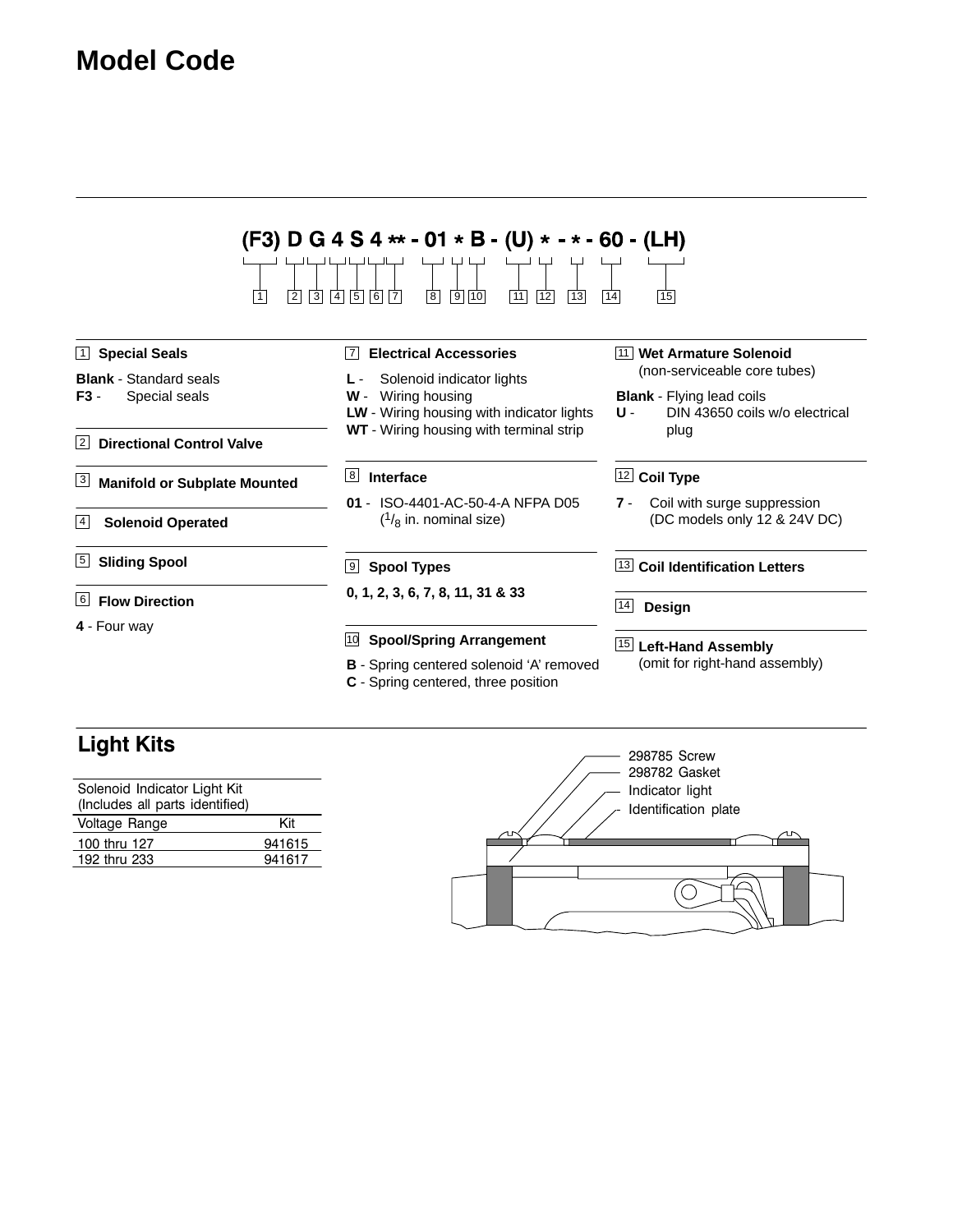# Model Code

(F3) D G 4 S 4 ** - 01 * B - (U) * - * - 60 - (LH)

1 2 3 4 5 6 7 8 9 10 11 12 13 14 15

**1 Special Seals**

**Blank** - Standard seals
**F3** - Special seals

**2 Directional Control Valve**

**3 Manifold or Subplate Mounted**

**4 Solenoid Operated**

**5 Sliding Spool**

**6 Flow Direction**

**4** - Four way

**7 Electrical Accessories**

**L** - Solenoid indicator lights
**W** - Wiring housing
**LW** - Wiring housing with indicator lights
**WT** - Wiring housing with terminal strip

**8 Interface**

**01** - ISO-4401-AC-50-4-A NFPA D05 ($^1/_8$ in. nominal size)

**9 Spool Types**

**0, 1, 2, 3, 6, 7, 8, 11, 31 & 33**

**10 Spool/Spring Arrangement**

**B** - Spring centered solenoid ‘A’ removed
**C** - Spring centered, three position

**11 Wet Armature Solenoid** (non-serviceable core tubes)

**Blank** - Flying lead coils
**U** - DIN 43650 coils w/o electrical plug

**12 Coil Type**

**7** - Coil with surge suppression (DC models only 12 & 24V DC)

**13 Coil Identification Letters**

**14 Design**

**15 Left-Hand Assembly** (omit for right-hand assembly)

## Light Kits

| Solenoid Indicator Light Kit (Includes all parts identified) | |
|---|---|
| Voltage Range | Kit |
| 100 thru 127 | 941615 |
| 192 thru 233 | 941617 |

298785 Screw
298782 Gasket
Indicator light
Identification plate